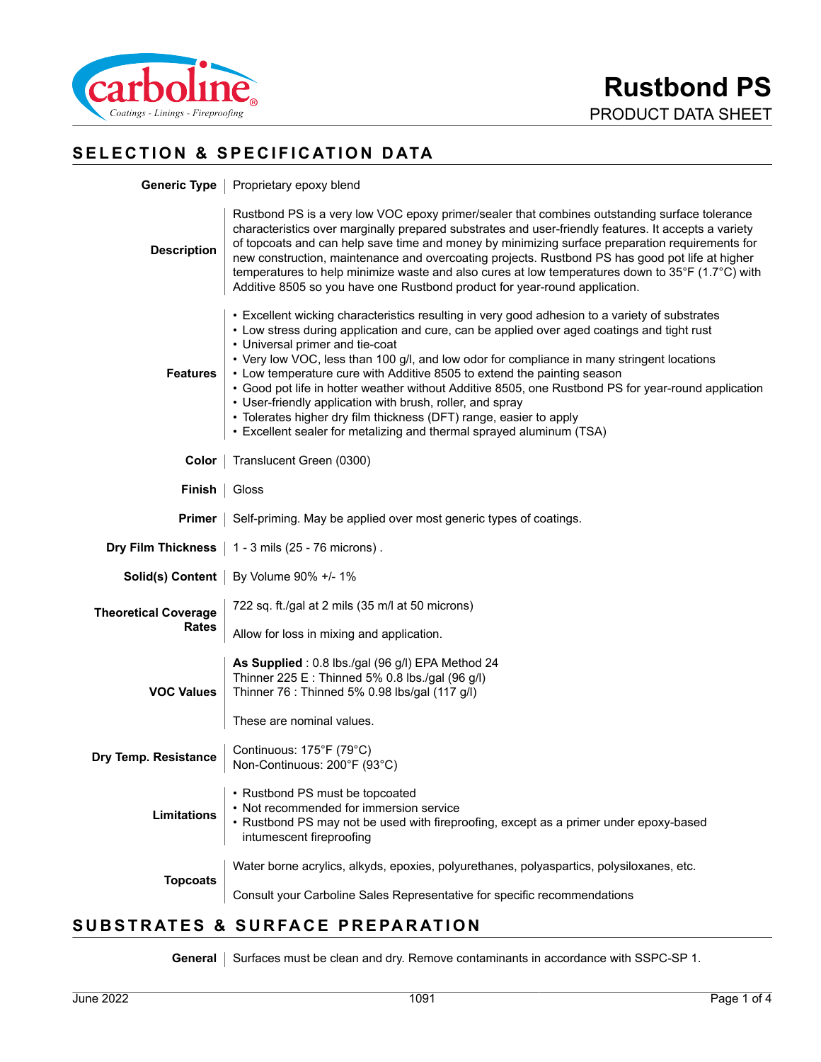# Rustbond PS

PRODUCT DATA SHEET

## SELECTION & SPECIFICATION DATA

**Generic Type**
Proprietary epoxy blend

**Description**
Rustbond PS is a very low VOC epoxy primer/sealer that combines outstanding surface tolerance characteristics over marginally prepared substrates and user-friendly features. It accepts a variety of topcoats and can help save time and money by minimizing surface preparation requirements for new construction, maintenance and overcoating projects. Rustbond PS has good pot life at higher temperatures to help minimize waste and also cures at low temperatures down to 35°F (1.7°C) with Additive 8505 so you have one Rustbond product for year-round application.

**Features**
- Excellent wicking characteristics resulting in very good adhesion to a variety of substrates
- Low stress during application and cure, can be applied over aged coatings and tight rust
- Universal primer and tie-coat
- Very low VOC, less than 100 g/l, and low odor for compliance in many stringent locations
- Low temperature cure with Additive 8505 to extend the painting season
- Good pot life in hotter weather without Additive 8505, one Rustbond PS for year-round application
- User-friendly application with brush, roller, and spray
- Tolerates higher dry film thickness (DFT) range, easier to apply
- Excellent sealer for metalizing and thermal sprayed aluminum (TSA)

**Color**
Translucent Green (0300)

**Finish**
Gloss

**Primer**
Self-priming. May be applied over most generic types of coatings.

**Dry Film Thickness**
1 - 3 mils (25 - 76 microns) .

**Solid(s) Content**
By Volume 90% +/- 1%

**Theoretical Coverage Rates**
722 sq. ft./gal at 2 mils (35 m/l at 50 microns)

Allow for loss in mixing and application.

**VOC Values**
**As Supplied** : 0.8 lbs./gal (96 g/l) EPA Method 24
Thinner 225 E : Thinned 5% 0.8 lbs./gal (96 g/l)
Thinner 76 : Thinned 5% 0.98 lbs/gal (117 g/l)

These are nominal values.

**Dry Temp. Resistance**
Continuous: 175°F (79°C)
Non-Continuous: 200°F (93°C)

**Limitations**
- Rustbond PS must be topcoated
- Not recommended for immersion service
- Rustbond PS may not be used with fireproofing, except as a primer under epoxy-based intumescent fireproofing

**Topcoats**
Water borne acrylics, alkyds, epoxies, polyurethanes, polyaspartics, polysiloxanes, etc.

Consult your Carboline Sales Representative for specific recommendations

## SUBSTRATES & SURFACE PREPARATION

**General**
Surfaces must be clean and dry. Remove contaminants in accordance with SSPC-SP 1.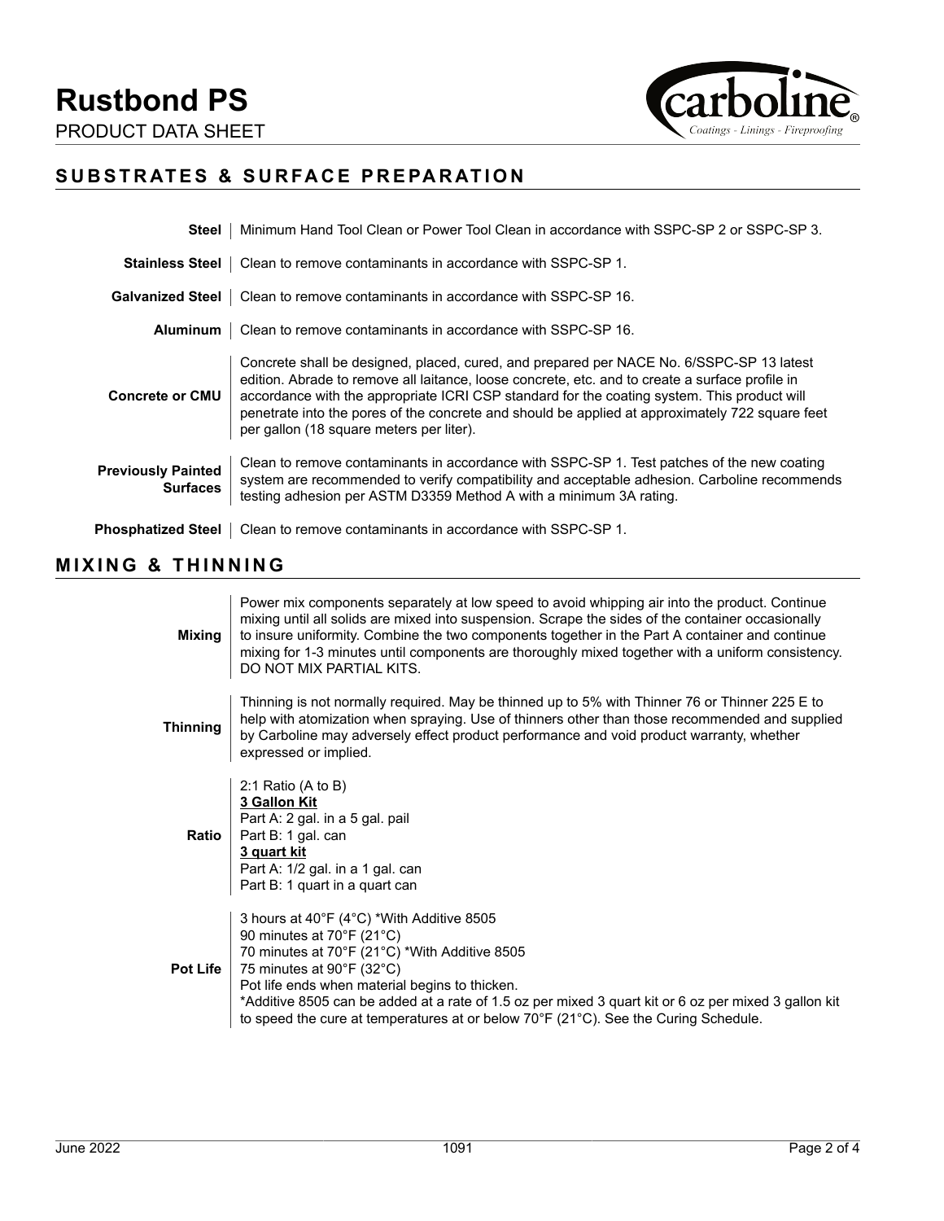## SUBSTRATES & SURFACE PREPARATION

| | |
|---|---|
| **Steel** | Minimum Hand Tool Clean or Power Tool Clean in accordance with SSPC-SP 2 or SSPC-SP 3. |
| **Stainless Steel** | Clean to remove contaminants in accordance with SSPC-SP 1. |
| **Galvanized Steel** | Clean to remove contaminants in accordance with SSPC-SP 16. |
| **Aluminum** | Clean to remove contaminants in accordance with SSPC-SP 16. |
| **Concrete or CMU** | Concrete shall be designed, placed, cured, and prepared per NACE No. 6/SSPC-SP 13 latest edition. Abrade to remove all laitance, loose concrete, etc. and to create a surface profile in accordance with the appropriate ICRI CSP standard for the coating system. This product will penetrate into the pores of the concrete and should be applied at approximately 722 square feet per gallon (18 square meters per liter). |
| **Previously Painted Surfaces** | Clean to remove contaminants in accordance with SSPC-SP 1. Test patches of the new coating system are recommended to verify compatibility and acceptable adhesion. Carboline recommends testing adhesion per ASTM D3359 Method A with a minimum 3A rating. |
| **Phosphatized Steel** | Clean to remove contaminants in accordance with SSPC-SP 1. |

## MIXING & THINNING

| | |
|---|---|
| **Mixing** | Power mix components separately at low speed to avoid whipping air into the product. Continue mixing until all solids are mixed into suspension. Scrape the sides of the container occasionally to insure uniformity. Combine the two components together in the Part A container and continue mixing for 1-3 minutes until components are thoroughly mixed together with a uniform consistency. DO NOT MIX PARTIAL KITS. |
| **Thinning** | Thinning is not normally required. May be thinned up to 5% with Thinner 76 or Thinner 225 E to help with atomization when spraying. Use of thinners other than those recommended and supplied by Carboline may adversely effect product performance and void product warranty, whether expressed or implied. |
| **Ratio** | 2:1 Ratio (A to B)<br>**3 Gallon Kit**<br>Part A: 2 gal. in a 5 gal. pail<br>Part B: 1 gal. can<br>**3 quart kit**<br>Part A: 1/2 gal. in a 1 gal. can<br>Part B: 1 quart in a quart can |
| **Pot Life** | 3 hours at 40°F (4°C) *With Additive 8505<br>90 minutes at 70°F (21°C)<br>70 minutes at 70°F (21°C) *With Additive 8505<br>75 minutes at 90°F (32°C)<br>Pot life ends when material begins to thicken.<br>*Additive 8505 can be added at a rate of 1.5 oz per mixed 3 quart kit or 6 oz per mixed 3 gallon kit to speed the cure at temperatures at or below 70°F (21°C). See the Curing Schedule. |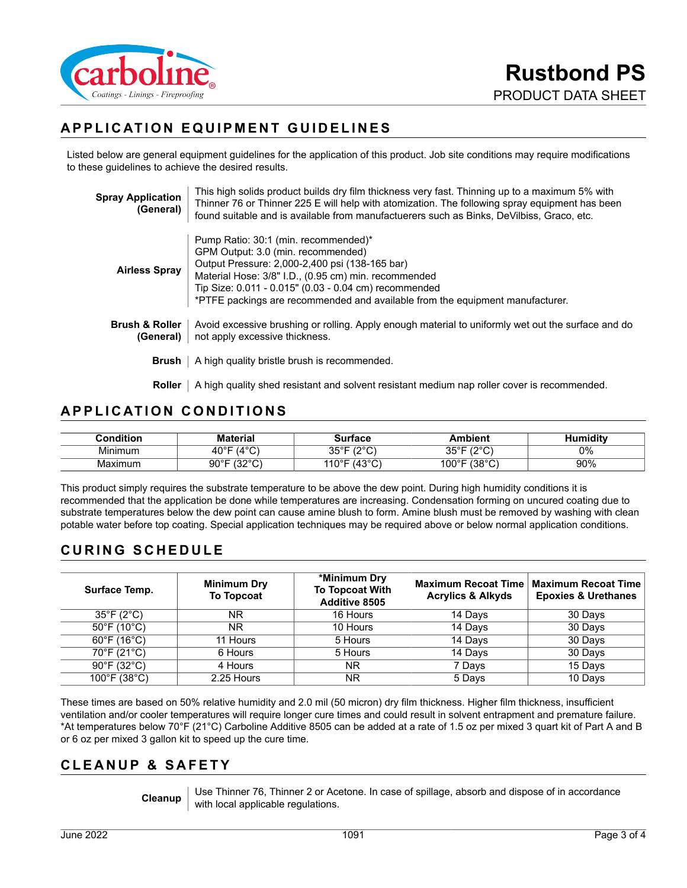## APPLICATION EQUIPMENT GUIDELINES

Listed below are general equipment guidelines for the application of this product. Job site conditions may require modifications to these guidelines to achieve the desired results.

**Spray Application (General)**
This high solids product builds dry film thickness very fast. Thinning up to a maximum 5% with Thinner 76 or Thinner 225 E will help with atomization. The following spray equipment has been found suitable and is available from manufactuerers such as Binks, DeVilbiss, Graco, etc.

**Airless Spray**
Pump Ratio: 30:1 (min. recommended)*
GPM Output: 3.0 (min. recommended)
Output Pressure: 2,000-2,400 psi (138-165 bar)
Material Hose: 3/8" I.D., (0.95 cm) min. recommended
Tip Size: 0.011 - 0.015" (0.03 - 0.04 cm) recommended
*PTFE packings are recommended and available from the equipment manufacturer.

**Brush & Roller (General)**
Avoid excessive brushing or rolling. Apply enough material to uniformly wet out the surface and do not apply excessive thickness.

**Brush**
A high quality bristle brush is recommended.

**Roller**
A high quality shed resistant and solvent resistant medium nap roller cover is recommended.

## APPLICATION CONDITIONS

| Condition | Material | Surface | Ambient | Humidity |
|---|---|---|---|---|
| Minimum | 40°F (4°C) | 35°F (2°C) | 35°F (2°C) | 0% |
| Maximum | 90°F (32°C) | 110°F (43°C) | 100°F (38°C) | 90% |

This product simply requires the substrate temperature to be above the dew point. During high humidity conditions it is recommended that the application be done while temperatures are increasing. Condensation forming on uncured coating due to substrate temperatures below the dew point can cause amine blush to form. Amine blush must be removed by washing with clean potable water before top coating. Special application techniques may be required above or below normal application conditions.

## CURING SCHEDULE

| Surface Temp. | Minimum Dry To Topcoat | *Minimum Dry To Topcoat With Additive 8505 | Maximum Recoat Time Acrylics & Alkyds | Maximum Recoat Time Epoxies & Urethanes |
|---|---|---|---|---|
| 35°F (2°C) | NR | 16 Hours | 14 Days | 30 Days |
| 50°F (10°C) | NR | 10 Hours | 14 Days | 30 Days |
| 60°F (16°C) | 11 Hours | 5 Hours | 14 Days | 30 Days |
| 70°F (21°C) | 6 Hours | 5 Hours | 14 Days | 30 Days |
| 90°F (32°C) | 4 Hours | NR | 7 Days | 15 Days |
| 100°F (38°C) | 2.25 Hours | NR | 5 Days | 10 Days |

These times are based on 50% relative humidity and 2.0 mil (50 micron) dry film thickness. Higher film thickness, insufficient ventilation and/or cooler temperatures will require longer cure times and could result in solvent entrapment and premature failure.
*At temperatures below 70°F (21°C) Carboline Additive 8505 can be added at a rate of 1.5 oz per mixed 3 quart kit of Part A and B or 6 oz per mixed 3 gallon kit to speed up the cure time.

## CLEANUP & SAFETY

**Cleanup**
Use Thinner 76, Thinner 2 or Acetone. In case of spillage, absorb and dispose of in accordance with local applicable regulations.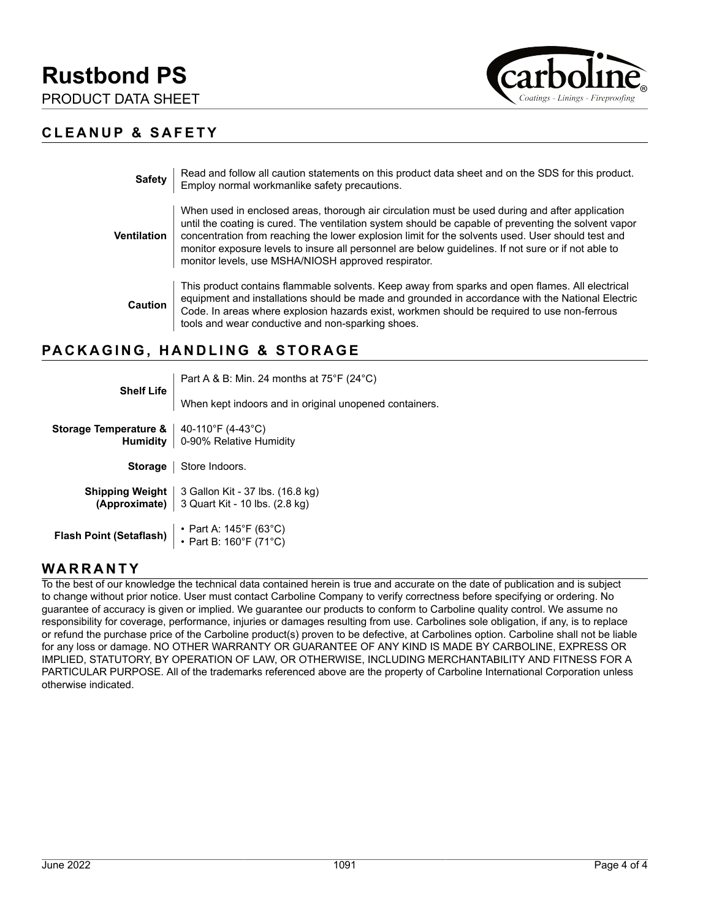# Rustbond PS

PRODUCT DATA SHEET

## CLEANUP & SAFETY

| | |
|---|---|
| **Safety** | Read and follow all caution statements on this product data sheet and on the SDS for this product. Employ normal workmanlike safety precautions. |
| **Ventilation** | When used in enclosed areas, thorough air circulation must be used during and after application until the coating is cured. The ventilation system should be capable of preventing the solvent vapor concentration from reaching the lower explosion limit for the solvents used. User should test and monitor exposure levels to insure all personnel are below guidelines. If not sure or if not able to monitor levels, use MSHA/NIOSH approved respirator. |
| **Caution** | This product contains flammable solvents. Keep away from sparks and open flames. All electrical equipment and installations should be made and grounded in accordance with the National Electric Code. In areas where explosion hazards exist, workmen should be required to use non-ferrous tools and wear conductive and non-sparking shoes. |

## PACKAGING, HANDLING & STORAGE

| | |
|---|---|
| **Shelf Life** | Part A & B: Min. 24 months at 75°F (24°C)<br><br>When kept indoors and in original unopened containers. |
| **Storage Temperature & Humidity** | 40-110°F (4-43°C)<br>0-90% Relative Humidity |
| **Storage** | Store Indoors. |
| **Shipping Weight (Approximate)** | 3 Gallon Kit - 37 lbs. (16.8 kg)<br>3 Quart Kit - 10 lbs. (2.8 kg) |
| **Flash Point (Setaflash)** | • Part A: 145°F (63°C)<br>• Part B: 160°F (71°C) |

## WARRANTY

To the best of our knowledge the technical data contained herein is true and accurate on the date of publication and is subject to change without prior notice. User must contact Carboline Company to verify correctness before specifying or ordering. No guarantee of accuracy is given or implied. We guarantee our products to conform to Carboline quality control. We assume no responsibility for coverage, performance, injuries or damages resulting from use. Carbolines sole obligation, if any, is to replace or refund the purchase price of the Carboline product(s) proven to be defective, at Carbolines option. Carboline shall not be liable for any loss or damage. NO OTHER WARRANTY OR GUARANTEE OF ANY KIND IS MADE BY CARBOLINE, EXPRESS OR IMPLIED, STATUTORY, BY OPERATION OF LAW, OR OTHERWISE, INCLUDING MERCHANTABILITY AND FITNESS FOR A PARTICULAR PURPOSE. All of the trademarks referenced above are the property of Carboline International Corporation unless otherwise indicated.

June 2022 1091